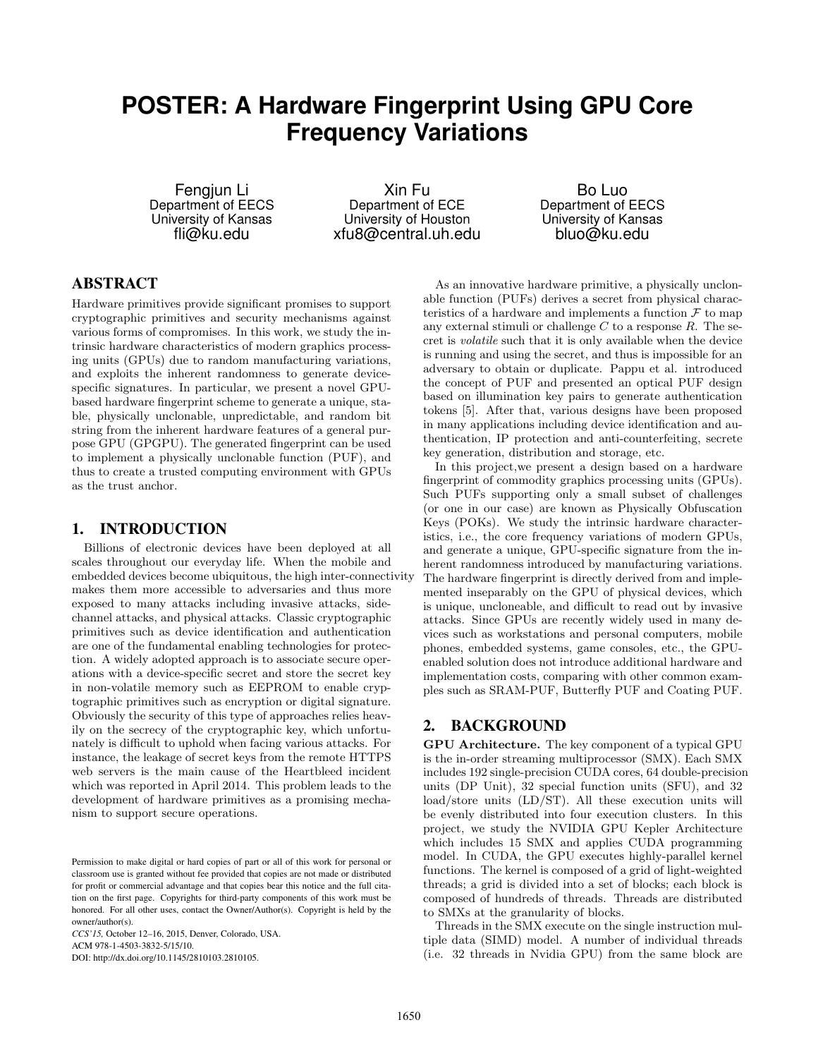# POSTER: A Hardware Fingerprint Using GPU Core Frequency Variations

Fengjun Li
Department of EECS
University of Kansas
fli@ku.edu

Xin Fu
Department of ECE
University of Houston
xfu8@central.uh.edu

Bo Luo
Department of EECS
University of Kansas
bluo@ku.edu

## ABSTRACT

Hardware primitives provide significant promises to support cryptographic primitives and security mechanisms against various forms of compromises. In this work, we study the intrinsic hardware characteristics of modern graphics processing units (GPUs) due to random manufacturing variations, and exploits the inherent randomness to generate device-specific signatures. In particular, we present a novel GPU-based hardware fingerprint scheme to generate a unique, stable, physically unclonable, unpredictable, and random bit string from the inherent hardware features of a general purpose GPU (GPGPU). The generated fingerprint can be used to implement a physically unclonable function (PUF), and thus to create a trusted computing environment with GPUs as the trust anchor.

## 1. INTRODUCTION

Billions of electronic devices have been deployed at all scales throughout our everyday life. When the mobile and embedded devices become ubiquitous, the high inter-connectivity makes them more accessible to adversaries and thus more exposed to many attacks including invasive attacks, side-channel attacks, and physical attacks. Classic cryptographic primitives such as device identification and authentication are one of the fundamental enabling technologies for protection. A widely adopted approach is to associate secure operations with a device-specific secret and store the secret key in non-volatile memory such as EEPROM to enable cryptographic primitives such as encryption or digital signature. Obviously the security of this type of approaches relies heavily on the secrecy of the cryptographic key, which unfortunately is difficult to uphold when facing various attacks. For instance, the leakage of secret keys from the remote HTTPS web servers is the main cause of the Heartbleed incident which was reported in April 2014. This problem leads to the development of hardware primitives as a promising mechanism to support secure operations.

Permission to make digital or hard copies of part or all of this work for personal or classroom use is granted without fee provided that copies are not made or distributed for profit or commercial advantage and that copies bear this notice and the full citation on the first page. Copyrights for third-party components of this work must be honored. For all other uses, contact the Owner/Author(s). Copyright is held by the owner/author(s).
*CCS'15,* October 12–16, 2015, Denver, Colorado, USA.
ACM 978-1-4503-3832-5/15/10.
DOI: http://dx.doi.org/10.1145/2810103.2810105.

As an innovative hardware primitive, a physically unclonable function (PUFs) derives a secret from physical characteristics of a hardware and implements a function $\mathcal{F}$ to map any external stimuli or challenge $C$ to a response $R$. The secret is *volatile* such that it is only available when the device is running and using the secret, and thus is impossible for an adversary to obtain or duplicate. Pappu et al. introduced the concept of PUF and presented an optical PUF design based on illumination key pairs to generate authentication tokens [5]. After that, various designs have been proposed in many applications including device identification and authentication, IP protection and anti-counterfeiting, secrete key generation, distribution and storage, etc.

In this project,we present a design based on a hardware fingerprint of commodity graphics processing units (GPUs). Such PUFs supporting only a small subset of challenges (or one in our case) are known as Physically Obfuscation Keys (POKs). We study the intrinsic hardware characteristics, i.e., the core frequency variations of modern GPUs, and generate a unique, GPU-specific signature from the inherent randomness introduced by manufacturing variations. The hardware fingerprint is directly derived from and implemented inseparably on the GPU of physical devices, which is unique, uncloneable, and difficult to read out by invasive attacks. Since GPUs are recently widely used in many devices such as workstations and personal computers, mobile phones, embedded systems, game consoles, etc., the GPU-enabled solution does not introduce additional hardware and implementation costs, comparing with other common examples such as SRAM-PUF, Butterfly PUF and Coating PUF.

## 2. BACKGROUND

**GPU Architecture.** The key component of a typical GPU is the in-order streaming multiprocessor (SMX). Each SMX includes 192 single-precision CUDA cores, 64 double-precision units (DP Unit), 32 special function units (SFU), and 32 load/store units (LD/ST). All these execution units will be evenly distributed into four execution clusters. In this project, we study the NVIDIA GPU Kepler Architecture which includes 15 SMX and applies CUDA programming model. In CUDA, the GPU executes highly-parallel kernel functions. The kernel is composed of a grid of light-weighted threads; a grid is divided into a set of blocks; each block is composed of hundreds of threads. Threads are distributed to SMXs at the granularity of blocks.

Threads in the SMX execute on the single instruction multiple data (SIMD) model. A number of individual threads (i.e. 32 threads in Nvidia GPU) from the same block are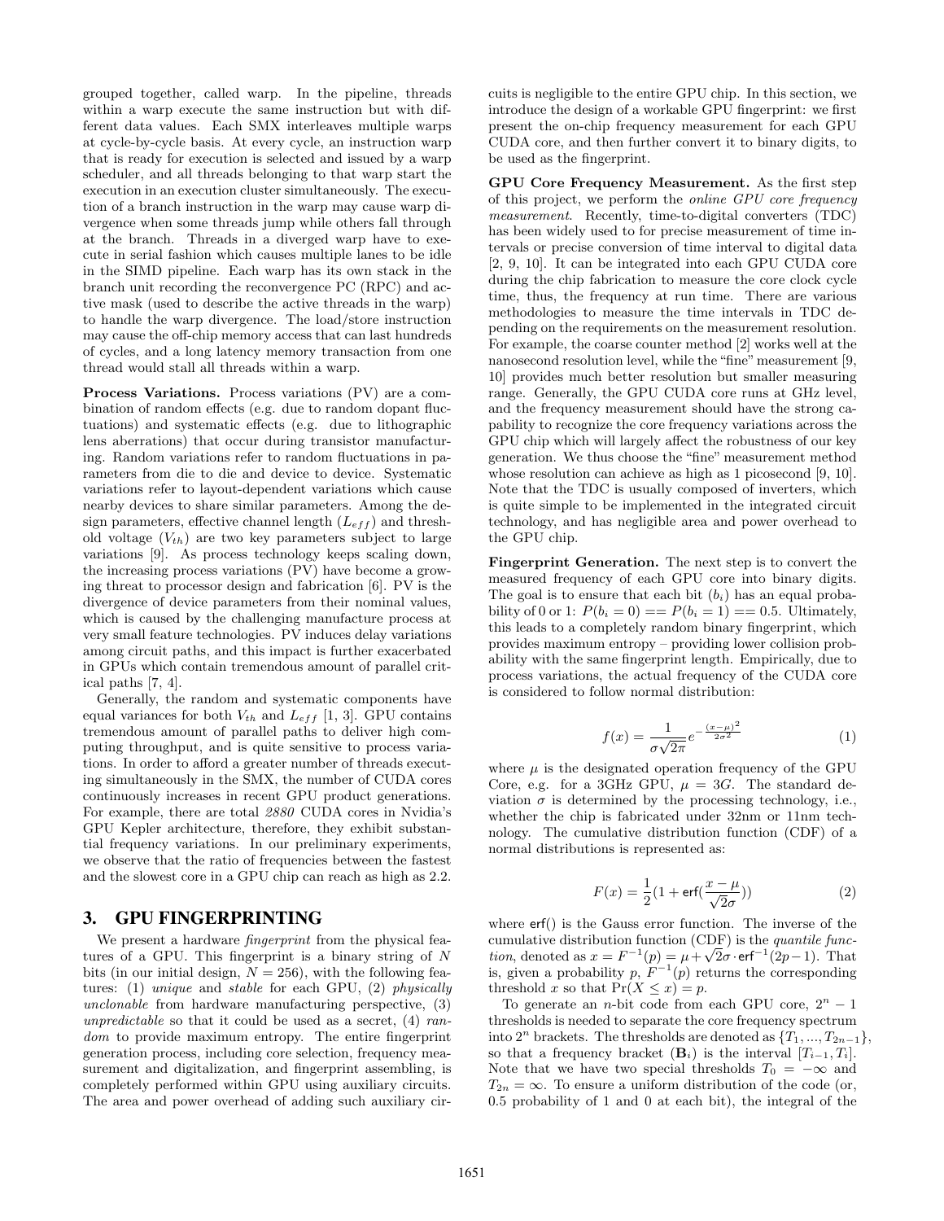grouped together, called warp. In the pipeline, threads within a warp execute the same instruction but with different data values. Each SMX interleaves multiple warps at cycle-by-cycle basis. At every cycle, an instruction warp that is ready for execution is selected and issued by a warp scheduler, and all threads belonging to that warp start the execution in an execution cluster simultaneously. The execution of a branch instruction in the warp may cause warp divergence when some threads jump while others fall through at the branch. Threads in a diverged warp have to execute in serial fashion which causes multiple lanes to be idle in the SIMD pipeline. Each warp has its own stack in the branch unit recording the reconvergence PC (RPC) and active mask (used to describe the active threads in the warp) to handle the warp divergence. The load/store instruction may cause the off-chip memory access that can last hundreds of cycles, and a long latency memory transaction from one thread would stall all threads within a warp.

**Process Variations.** Process variations (PV) are a combination of random effects (e.g. due to random dopant fluctuations) and systematic effects (e.g. due to lithographic lens aberrations) that occur during transistor manufacturing. Random variations refer to random fluctuations in parameters from die to die and device to device. Systematic variations refer to layout-dependent variations which cause nearby devices to share similar parameters. Among the design parameters, effective channel length ($L_{eff}$) and threshold voltage ($V_{th}$) are two key parameters subject to large variations [9]. As process technology keeps scaling down, the increasing process variations (PV) have become a growing threat to processor design and fabrication [6]. PV is the divergence of device parameters from their nominal values, which is caused by the challenging manufacture process at very small feature technologies. PV induces delay variations among circuit paths, and this impact is further exacerbated in GPUs which contain tremendous amount of parallel critical paths [7, 4].

Generally, the random and systematic components have equal variances for both $V_{th}$ and $L_{eff}$ [1, 3]. GPU contains tremendous amount of parallel paths to deliver high computing throughput, and is quite sensitive to process variations. In order to afford a greater number of threads executing simultaneously in the SMX, the number of CUDA cores continuously increases in recent GPU product generations. For example, there are total *2880* CUDA cores in Nvidia's GPU Kepler architecture, therefore, they exhibit substantial frequency variations. In our preliminary experiments, we observe that the ratio of frequencies between the fastest and the slowest core in a GPU chip can reach as high as 2.2.

## 3. GPU FINGERPRINTING

We present a hardware *fingerprint* from the physical features of a GPU. This fingerprint is a binary string of $N$ bits (in our initial design, $N = 256$), with the following features: (1) *unique* and *stable* for each GPU, (2) *physically unclonable* from hardware manufacturing perspective, (3) *unpredictable* so that it could be used as a secret, (4) *random* to provide maximum entropy. The entire fingerprint generation process, including core selection, frequency measurement and digitalization, and fingerprint assembling, is completely performed within GPU using auxiliary circuits. The area and power overhead of adding such auxiliary circuits is negligible to the entire GPU chip. In this section, we introduce the design of a workable GPU fingerprint: we first present the on-chip frequency measurement for each GPU CUDA core, and then further convert it to binary digits, to be used as the fingerprint.

**GPU Core Frequency Measurement.** As the first step of this project, we perform the *online GPU core frequency measurement*. Recently, time-to-digital converters (TDC) has been widely used to for precise measurement of time intervals or precise conversion of time interval to digital data [2, 9, 10]. It can be integrated into each GPU CUDA core during the chip fabrication to measure the core clock cycle time, thus, the frequency at run time. There are various methodologies to measure the time intervals in TDC depending on the requirements on the measurement resolution. For example, the coarse counter method [2] works well at the nanosecond resolution level, while the "fine" measurement [9, 10] provides much better resolution but smaller measuring range. Generally, the GPU CUDA core runs at GHz level, and the frequency measurement should have the strong capability to recognize the core frequency variations across the GPU chip which will largely affect the robustness of our key generation. We thus choose the "fine" measurement method whose resolution can achieve as high as 1 picosecond [9, 10]. Note that the TDC is usually composed of inverters, which is quite simple to be implemented in the integrated circuit technology, and has negligible area and power overhead to the GPU chip.

**Fingerprint Generation.** The next step is to convert the measured frequency of each GPU core into binary digits. The goal is to ensure that each bit ($b_i$) has an equal probability of 0 or 1: $P(b_i = 0) == P(b_i = 1) == 0.5$. Ultimately, this leads to a completely random binary fingerprint, which provides maximum entropy – providing lower collision probability with the same fingerprint length. Empirically, due to process variations, the actual frequency of the CUDA core is considered to follow normal distribution:

$$f(x) = \frac{1}{\sigma\sqrt{2\pi}} e^{-\frac{(x-\mu)^2}{2\sigma^2}} \tag{1}$$

where $\mu$ is the designated operation frequency of the GPU Core, e.g. for a 3GHz GPU, $\mu = 3G$. The standard deviation $\sigma$ is determined by the processing technology, i.e., whether the chip is fabricated under 32nm or 11nm technology. The cumulative distribution function (CDF) of a normal distributions is represented as:

$$F(x) = \frac{1}{2}\left(1 + \mathsf{erf}\left(\frac{x-\mu}{\sqrt{2}\sigma}\right)\right) \tag{2}$$

where erf() is the Gauss error function. The inverse of the cumulative distribution function (CDF) is the *quantile function*, denoted as $x = F^{-1}(p) = \mu + \sqrt{2}\sigma \cdot \mathsf{erf}^{-1}(2p-1)$. That is, given a probability $p$, $F^{-1}(p)$ returns the corresponding threshold $x$ so that $\Pr(X \leq x) = p$.

To generate an $n$-bit code from each GPU core, $2^n - 1$ thresholds is needed to separate the core frequency spectrum into $2^n$ brackets. The thresholds are denoted as $\{T_1, ..., T_{2n-1}\}$, so that a frequency bracket ($\mathbf{B}_i$) is the interval $[T_{i-1}, T_i]$. Note that we have two special thresholds $T_0 = -\infty$ and $T_{2n} = \infty$. To ensure a uniform distribution of the code (or, 0.5 probability of 1 and 0 at each bit), the integral of the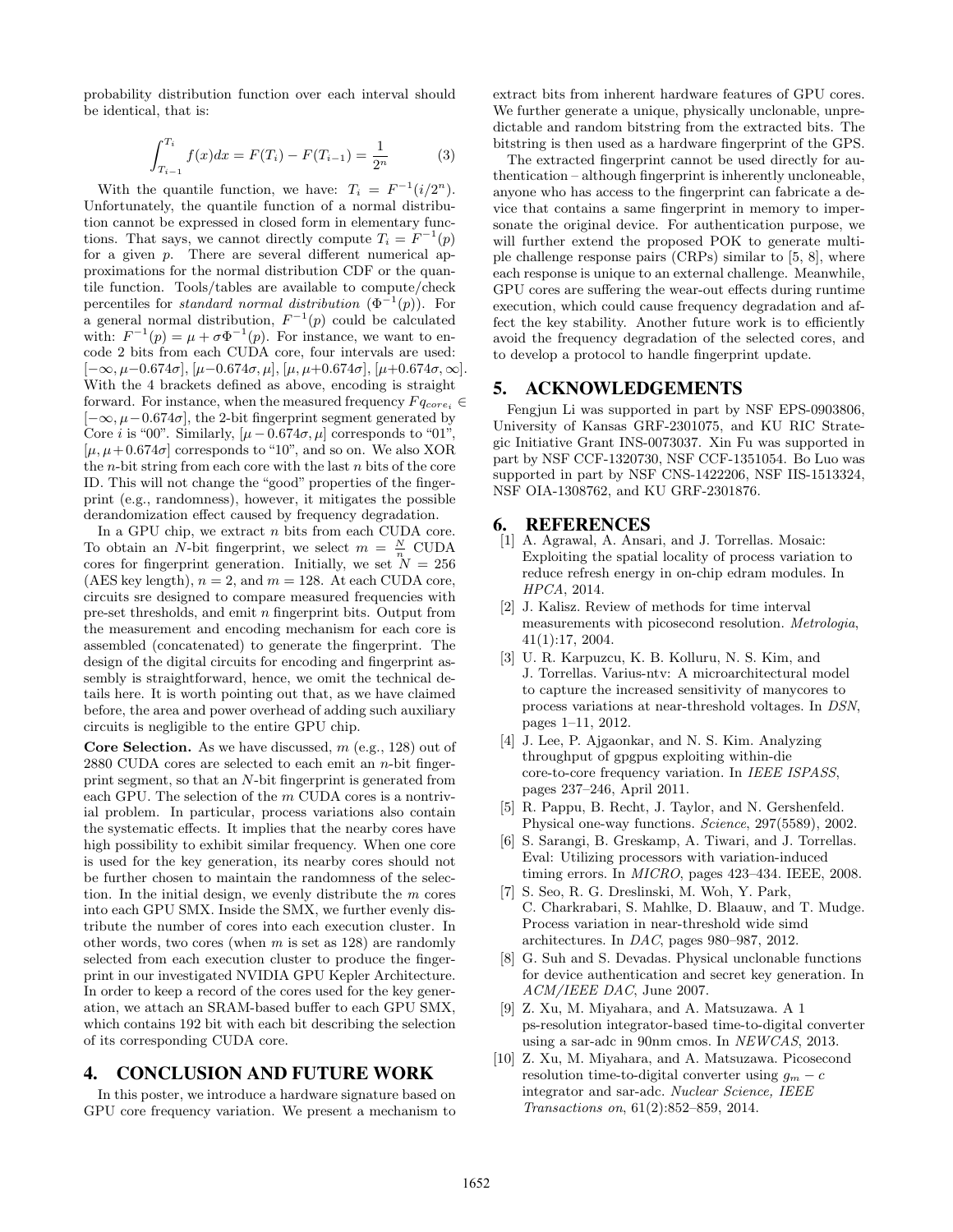probability distribution function over each interval should be identical, that is:

$$\int_{T_{i-1}}^{T_i} f(x)dx = F(T_i) - F(T_{i-1}) = \frac{1}{2^n} \qquad (3)$$

With the quantile function, we have: $T_i = F^{-1}(i/2^n)$. Unfortunately, the quantile function of a normal distribution cannot be expressed in closed form in elementary functions. That says, we cannot directly compute $T_i = F^{-1}(p)$ for a given $p$. There are several different numerical approximations for the normal distribution CDF or the quantile function. Tools/tables are available to compute/check percentiles for *standard normal distribution* ($\Phi^{-1}(p)$). For a general normal distribution, $F^{-1}(p)$ could be calculated with: $F^{-1}(p) = \mu + \sigma\Phi^{-1}(p)$. For instance, we want to encode 2 bits from each CUDA core, four intervals are used: $[-\infty, \mu{-}0.674\sigma]$, $[\mu{-}0.674\sigma, \mu]$, $[\mu, \mu{+}0.674\sigma]$, $[\mu{+}0.674\sigma, \infty]$. With the 4 brackets defined as above, encoding is straight forward. For instance, when the measured frequency $Fq_{core_i} \in [-\infty, \mu{-}0.674\sigma]$, the 2-bit fingerprint segment generated by Core $i$ is "00". Similarly, $[\mu - 0.674\sigma, \mu]$ corresponds to "01", $[\mu, \mu{+}0.674\sigma]$ corresponds to "10", and so on. We also XOR the $n$-bit string from each core with the last $n$ bits of the core ID. This will not change the "good" properties of the fingerprint (e.g., randomness), however, it mitigates the possible derandomization effect caused by frequency degradation.

In a GPU chip, we extract $n$ bits from each CUDA core. To obtain an $N$-bit fingerprint, we select $m = \frac{N}{n}$ CUDA cores for fingerprint generation. Initially, we set $N = 256$ (AES key length), $n = 2$, and $m = 128$. At each CUDA core, circuits sre designed to compare measured frequencies with pre-set thresholds, and emit $n$ fingerprint bits. Output from the measurement and encoding mechanism for each core is assembled (concatenated) to generate the fingerprint. The design of the digital circuits for encoding and fingerprint assembly is straightforward, hence, we omit the technical details here. It is worth pointing out that, as we have claimed before, the area and power overhead of adding such auxiliary circuits is negligible to the entire GPU chip.

**Core Selection.** As we have discussed, $m$ (e.g., 128) out of 2880 CUDA cores are selected to each emit an $n$-bit fingerprint segment, so that an $N$-bit fingerprint is generated from each GPU. The selection of the $m$ CUDA cores is a nontrivial problem. In particular, process variations also contain the systematic effects. It implies that the nearby cores have high possibility to exhibit similar frequency. When one core is used for the key generation, its nearby cores should not be further chosen to maintain the randomness of the selection. In the initial design, we evenly distribute the $m$ cores into each GPU SMX. Inside the SMX, we further evenly distribute the number of cores into each execution cluster. In other words, two cores (when $m$ is set as 128) are randomly selected from each execution cluster to produce the fingerprint in our investigated NVIDIA GPU Kepler Architecture. In order to keep a record of the cores used for the key generation, we attach an SRAM-based buffer to each GPU SMX, which contains 192 bit with each bit describing the selection of its corresponding CUDA core.

# 4. CONCLUSION AND FUTURE WORK

In this poster, we introduce a hardware signature based on GPU core frequency variation. We present a mechanism to extract bits from inherent hardware features of GPU cores. We further generate a unique, physically unclonable, unpredictable and random bitstring from the extracted bits. The bitstring is then used as a hardware fingerprint of the GPS.

The extracted fingerprint cannot be used directly for authentication – although fingerprint is inherently uncloneable, anyone who has access to the fingerprint can fabricate a device that contains a same fingerprint in memory to impersonate the original device. For authentication purpose, we will further extend the proposed POK to generate multiple challenge response pairs (CRPs) similar to [5, 8], where each response is unique to an external challenge. Meanwhile, GPU cores are suffering the wear-out effects during runtime execution, which could cause frequency degradation and affect the key stability. Another future work is to efficiently avoid the frequency degradation of the selected cores, and to develop a protocol to handle fingerprint update.

# 5. ACKNOWLEDGEMENTS

Fengjun Li was supported in part by NSF EPS-0903806, University of Kansas GRF-2301075, and KU RIC Strategic Initiative Grant INS-0073037. Xin Fu was supported in part by NSF CCF-1320730, NSF CCF-1351054. Bo Luo was supported in part by NSF CNS-1422206, NSF IIS-1513324, NSF OIA-1308762, and KU GRF-2301876.

# 6. REFERENCES

[1] A. Agrawal, A. Ansari, and J. Torrellas. Mosaic: Exploiting the spatial locality of process variation to reduce refresh energy in on-chip edram modules. In *HPCA*, 2014.

[2] J. Kalisz. Review of methods for time interval measurements with picosecond resolution. *Metrologia*, 41(1):17, 2004.

[3] U. R. Karpuzcu, K. B. Kolluru, N. S. Kim, and J. Torrellas. Varius-ntv: A microarchitectural model to capture the increased sensitivity of manycores to process variations at near-threshold voltages. In *DSN*, pages 1–11, 2012.

[4] J. Lee, P. Ajgaonkar, and N. S. Kim. Analyzing throughput of gpgpus exploiting within-die core-to-core frequency variation. In *IEEE ISPASS*, pages 237–246, April 2011.

[5] R. Pappu, B. Recht, J. Taylor, and N. Gershenfeld. Physical one-way functions. *Science*, 297(5589), 2002.

[6] S. Sarangi, B. Greskamp, A. Tiwari, and J. Torrellas. Eval: Utilizing processors with variation-induced timing errors. In *MICRO*, pages 423–434. IEEE, 2008.

[7] S. Seo, R. G. Dreslinski, M. Woh, Y. Park, C. Charkrabari, S. Mahlke, D. Blaauw, and T. Mudge. Process variation in near-threshold wide simd architectures. In *DAC*, pages 980–987, 2012.

[8] G. Suh and S. Devadas. Physical unclonable functions for device authentication and secret key generation. In *ACM/IEEE DAC*, June 2007.

[9] Z. Xu, M. Miyahara, and A. Matsuzawa. A 1 ps-resolution integrator-based time-to-digital converter using a sar-adc in 90nm cmos. In *NEWCAS*, 2013.

[10] Z. Xu, M. Miyahara, and A. Matsuzawa. Picosecond resolution time-to-digital converter using $g_m - c$ integrator and sar-adc. *Nuclear Science, IEEE Transactions on*, 61(2):852–859, 2014.